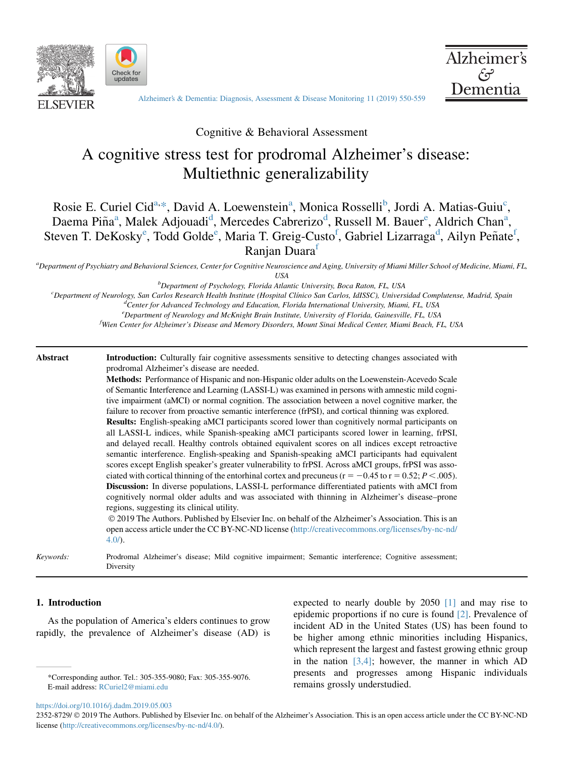Cognitive & Behavioral Assessment

# A cognitive stress test for prodromal Alzheimer's disease: Multiethnic generalizability

Rosie E. Curiel Cid[a,*], David A. Loewenstein[a], Monica Rosselli[b], Jordi A. Matias-Guiu[c], Daema Piña[a], Malek Adjouadi[d], Mercedes Cabrerizo[d], Russell M. Bauer[e], Aldrich Chan[a], Steven T. DeKosky[e], Todd Golde[e], Maria T. Greig-Custo[f], Gabriel Lizarraga[d], Ailyn Peñate[f], Ranjan Duara[f]

[a]Department of Psychiatry and Behavioral Sciences, Center for Cognitive Neuroscience and Aging, University of Miami Miller School of Medicine, Miami, FL, USA

[b]Department of Psychology, Florida Atlantic University, Boca Raton, FL, USA

[c]Department of Neurology, San Carlos Research Health Institute (Hospital Clínico San Carlos, IdISSC), Universidad Complutense, Madrid, Spain

[d]Center for Advanced Technology and Education, Florida International University, Miami, FL, USA

[e]Department of Neurology and McKnight Brain Institute, University of Florida, Gainesville, FL, USA

[f]Wien Center for Alzheimer's Disease and Memory Disorders, Mount Sinai Medical Center, Miami Beach, FL, USA

**Abstract**

**Introduction:** Culturally fair cognitive assessments sensitive to detecting changes associated with prodromal Alzheimer's disease are needed.

**Methods:** Performance of Hispanic and non-Hispanic older adults on the Loewenstein-Acevedo Scale of Semantic Interference and Learning (LASSI-L) was examined in persons with amnestic mild cognitive impairment (aMCI) or normal cognition. The association between a novel cognitive marker, the failure to recover from proactive semantic interference (frPSI), and cortical thinning was explored.

**Results:** English-speaking aMCI participants scored lower than cognitively normal participants on all LASSI-L indices, while Spanish-speaking aMCI participants scored lower in learning, frPSI, and delayed recall. Healthy controls obtained equivalent scores on all indices except retroactive semantic interference. English-speaking and Spanish-speaking aMCI participants had equivalent scores except English speaker's greater vulnerability to frPSI. Across aMCI groups, frPSI was associated with cortical thinning of the entorhinal cortex and precuneus ($r = -0.45$ to $r = 0.52$; $P < .005$).

**Discussion:** In diverse populations, LASSI-L performance differentiated patients with aMCI from cognitively normal older adults and was associated with thinning in Alzheimer's disease–prone regions, suggesting its clinical utility.

© 2019 The Authors. Published by Elsevier Inc. on behalf of the Alzheimer's Association. This is an open access article under the CC BY-NC-ND license (http://creativecommons.org/licenses/by-nc-nd/4.0/).

*Keywords:* Prodromal Alzheimer's disease; Mild cognitive impairment; Semantic interference; Cognitive assessment; Diversity

## 1. Introduction

As the population of America's elders continues to grow rapidly, the prevalence of Alzheimer's disease (AD) is expected to nearly double by 2050 [1] and may rise to epidemic proportions if no cure is found [2]. Prevalence of incident AD in the United States (US) has been found to be higher among ethnic minorities including Hispanics, which represent the largest and fastest growing ethnic group in the nation [3,4]; however, the manner in which AD presents and progresses among Hispanic individuals remains grossly understudied.

*Corresponding author. Tel.: 305-355-9080; Fax: 305-355-9076.
E-mail address: RCuriel2@miami.edu

https://doi.org/10.1016/j.dadm.2019.05.003

2352-8729/ © 2019 The Authors. Published by Elsevier Inc. on behalf of the Alzheimer's Association. This is an open access article under the CC BY-NC-ND license (http://creativecommons.org/licenses/by-nc-nd/4.0/).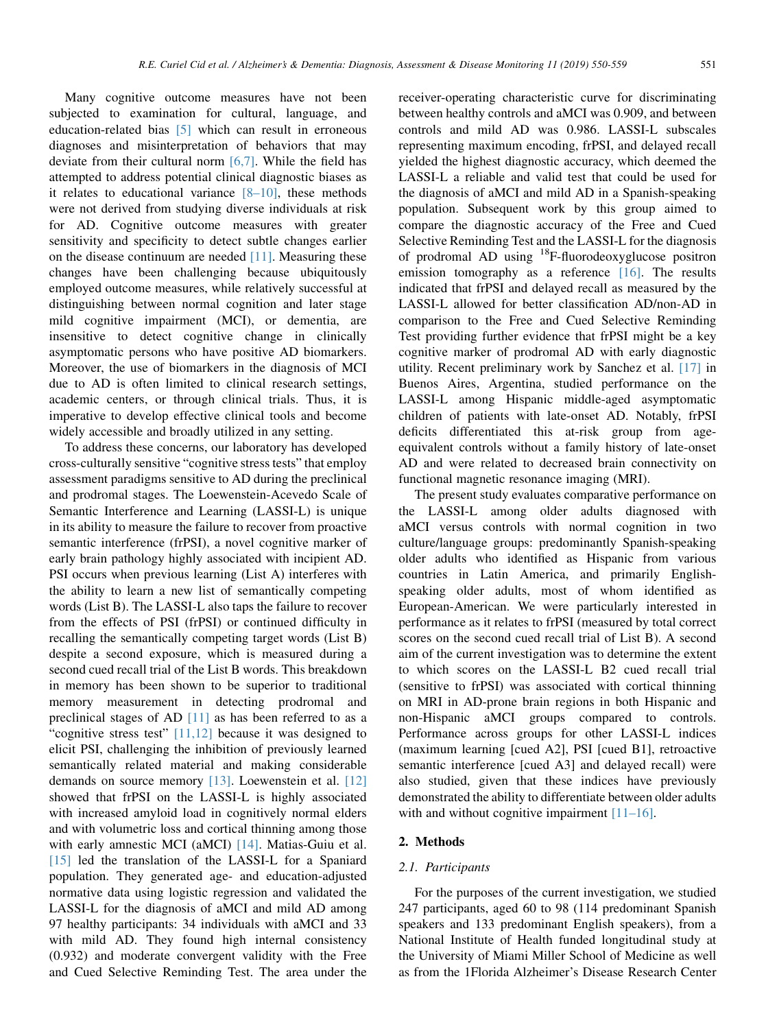Many cognitive outcome measures have not been subjected to examination for cultural, language, and education-related bias [5] which can result in erroneous diagnoses and misinterpretation of behaviors that may deviate from their cultural norm [6,7]. While the field has attempted to address potential clinical diagnostic biases as it relates to educational variance [8–10], these methods were not derived from studying diverse individuals at risk for AD. Cognitive outcome measures with greater sensitivity and specificity to detect subtle changes earlier on the disease continuum are needed [11]. Measuring these changes have been challenging because ubiquitously employed outcome measures, while relatively successful at distinguishing between normal cognition and later stage mild cognitive impairment (MCI), or dementia, are insensitive to detect cognitive change in clinically asymptomatic persons who have positive AD biomarkers. Moreover, the use of biomarkers in the diagnosis of MCI due to AD is often limited to clinical research settings, academic centers, or through clinical trials. Thus, it is imperative to develop effective clinical tools and become widely accessible and broadly utilized in any setting.

To address these concerns, our laboratory has developed cross-culturally sensitive "cognitive stress tests" that employ assessment paradigms sensitive to AD during the preclinical and prodromal stages. The Loewenstein-Acevedo Scale of Semantic Interference and Learning (LASSI-L) is unique in its ability to measure the failure to recover from proactive semantic interference (frPSI), a novel cognitive marker of early brain pathology highly associated with incipient AD. PSI occurs when previous learning (List A) interferes with the ability to learn a new list of semantically competing words (List B). The LASSI-L also taps the failure to recover from the effects of PSI (frPSI) or continued difficulty in recalling the semantically competing target words (List B) despite a second exposure, which is measured during a second cued recall trial of the List B words. This breakdown in memory has been shown to be superior to traditional memory measurement in detecting prodromal and preclinical stages of AD [11] as has been referred to as a "cognitive stress test" [11,12] because it was designed to elicit PSI, challenging the inhibition of previously learned semantically related material and making considerable demands on source memory [13]. Loewenstein et al. [12] showed that frPSI on the LASSI-L is highly associated with increased amyloid load in cognitively normal elders and with volumetric loss and cortical thinning among those with early amnestic MCI (aMCI) [14]. Matias-Guiu et al. [15] led the translation of the LASSI-L for a Spaniard population. They generated age- and education-adjusted normative data using logistic regression and validated the LASSI-L for the diagnosis of aMCI and mild AD among 97 healthy participants: 34 individuals with aMCI and 33 with mild AD. They found high internal consistency (0.932) and moderate convergent validity with the Free and Cued Selective Reminding Test. The area under the receiver-operating characteristic curve for discriminating between healthy controls and aMCI was 0.909, and between controls and mild AD was 0.986. LASSI-L subscales representing maximum encoding, frPSI, and delayed recall yielded the highest diagnostic accuracy, which deemed the LASSI-L a reliable and valid test that could be used for the diagnosis of aMCI and mild AD in a Spanish-speaking population. Subsequent work by this group aimed to compare the diagnostic accuracy of the Free and Cued Selective Reminding Test and the LASSI-L for the diagnosis of prodromal AD using $^{18}$F-fluorodeoxyglucose positron emission tomography as a reference [16]. The results indicated that frPSI and delayed recall as measured by the LASSI-L allowed for better classification AD/non-AD in comparison to the Free and Cued Selective Reminding Test providing further evidence that frPSI might be a key cognitive marker of prodromal AD with early diagnostic utility. Recent preliminary work by Sanchez et al. [17] in Buenos Aires, Argentina, studied performance on the LASSI-L among Hispanic middle-aged asymptomatic children of patients with late-onset AD. Notably, frPSI deficits differentiated this at-risk group from age-equivalent controls without a family history of late-onset AD and were related to decreased brain connectivity on functional magnetic resonance imaging (MRI).

The present study evaluates comparative performance on the LASSI-L among older adults diagnosed with aMCI versus controls with normal cognition in two culture/language groups: predominantly Spanish-speaking older adults who identified as Hispanic from various countries in Latin America, and primarily English-speaking older adults, most of whom identified as European-American. We were particularly interested in performance as it relates to frPSI (measured by total correct scores on the second cued recall trial of List B). A second aim of the current investigation was to determine the extent to which scores on the LASSI-L B2 cued recall trial (sensitive to frPSI) was associated with cortical thinning on MRI in AD-prone brain regions in both Hispanic and non-Hispanic aMCI groups compared to controls. Performance across groups for other LASSI-L indices (maximum learning [cued A2], PSI [cued B1], retroactive semantic interference [cued A3] and delayed recall) were also studied, given that these indices have previously demonstrated the ability to differentiate between older adults with and without cognitive impairment [11–16].

## 2. Methods

### 2.1. Participants

For the purposes of the current investigation, we studied 247 participants, aged 60 to 98 (114 predominant Spanish speakers and 133 predominant English speakers), from a National Institute of Health funded longitudinal study at the University of Miami Miller School of Medicine as well as from the 1Florida Alzheimer's Disease Research Center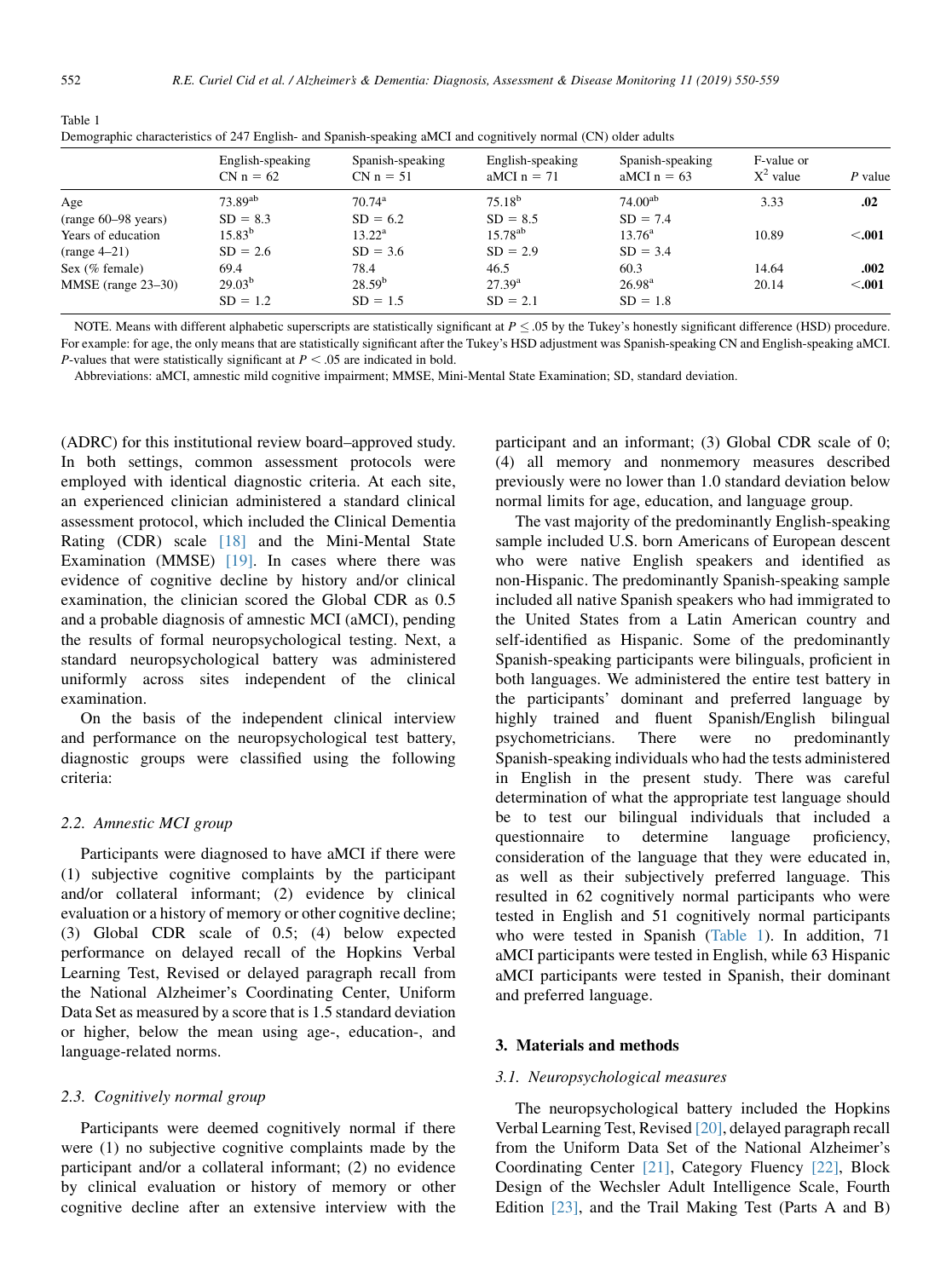Table 1
Demographic characteristics of 247 English- and Spanish-speaking aMCI and cognitively normal (CN) older adults

| | English-speaking CN n = 62 | Spanish-speaking CN n = 51 | English-speaking aMCI n = 71 | Spanish-speaking aMCI n = 63 | F-value or $X^2$ value | *P* value |
|---|---|---|---|---|---|---|
| Age | $73.89^{ab}$ | $70.74^{a}$ | $75.18^{b}$ | $74.00^{ab}$ | 3.33 | **.02** |
| (range 60–98 years) | SD = 8.3 | SD = 6.2 | SD = 8.5 | SD = 7.4 | | |
| Years of education | $15.83^{b}$ | $13.22^{a}$ | $15.78^{ab}$ | $13.76^{a}$ | 10.89 | **<.001** |
| (range 4–21) | SD = 2.6 | SD = 3.6 | SD = 2.9 | SD = 3.4 | | |
| Sex (% female) | 69.4 | 78.4 | 46.5 | 60.3 | 14.64 | **.002** |
| MMSE (range 23–30) | $29.03^{b}$ | $28.59^{b}$ | $27.39^{a}$ | $26.98^{a}$ | 20.14 | **<.001** |
| | SD = 1.2 | SD = 1.5 | SD = 2.1 | SD = 1.8 | | |

NOTE. Means with different alphabetic superscripts are statistically significant at $P \leq .05$ by the Tukey's honestly significant difference (HSD) procedure. For example: for age, the only means that are statistically significant after the Tukey's HSD adjustment was Spanish-speaking CN and English-speaking aMCI. *P*-values that were statistically significant at $P < .05$ are indicated in bold.

Abbreviations: aMCI, amnestic mild cognitive impairment; MMSE, Mini-Mental State Examination; SD, standard deviation.

(ADRC) for this institutional review board–approved study. In both settings, common assessment protocols were employed with identical diagnostic criteria. At each site, an experienced clinician administered a standard clinical assessment protocol, which included the Clinical Dementia Rating (CDR) scale [18] and the Mini-Mental State Examination (MMSE) [19]. In cases where there was evidence of cognitive decline by history and/or clinical examination, the clinician scored the Global CDR as 0.5 and a probable diagnosis of amnestic MCI (aMCI), pending the results of formal neuropsychological testing. Next, a standard neuropsychological battery was administered uniformly across sites independent of the clinical examination.

On the basis of the independent clinical interview and performance on the neuropsychological test battery, diagnostic groups were classified using the following criteria:

### 2.2. Amnestic MCI group

Participants were diagnosed to have aMCI if there were (1) subjective cognitive complaints by the participant and/or collateral informant; (2) evidence by clinical evaluation or a history of memory or other cognitive decline; (3) Global CDR scale of 0.5; (4) below expected performance on delayed recall of the Hopkins Verbal Learning Test, Revised or delayed paragraph recall from the National Alzheimer's Coordinating Center, Uniform Data Set as measured by a score that is 1.5 standard deviation or higher, below the mean using age-, education-, and language-related norms.

### 2.3. Cognitively normal group

Participants were deemed cognitively normal if there were (1) no subjective cognitive complaints made by the participant and/or a collateral informant; (2) no evidence by clinical evaluation or history of memory or other cognitive decline after an extensive interview with the participant and an informant; (3) Global CDR scale of 0; (4) all memory and nonmemory measures described previously were no lower than 1.0 standard deviation below normal limits for age, education, and language group.

The vast majority of the predominantly English-speaking sample included U.S. born Americans of European descent who were native English speakers and identified as non-Hispanic. The predominantly Spanish-speaking sample included all native Spanish speakers who had immigrated to the United States from a Latin American country and self-identified as Hispanic. Some of the predominantly Spanish-speaking participants were bilinguals, proficient in both languages. We administered the entire test battery in the participants' dominant and preferred language by highly trained and fluent Spanish/English bilingual psychometricians. There were no predominantly Spanish-speaking individuals who had the tests administered in English in the present study. There was careful determination of what the appropriate test language should be to test our bilingual individuals that included a questionnaire to determine language proficiency, consideration of the language that they were educated in, as well as their subjectively preferred language. This resulted in 62 cognitively normal participants who were tested in English and 51 cognitively normal participants who were tested in Spanish (Table 1). In addition, 71 aMCI participants were tested in English, while 63 Hispanic aMCI participants were tested in Spanish, their dominant and preferred language.

## 3. Materials and methods

### 3.1. Neuropsychological measures

The neuropsychological battery included the Hopkins Verbal Learning Test, Revised [20], delayed paragraph recall from the Uniform Data Set of the National Alzheimer's Coordinating Center [21], Category Fluency [22], Block Design of the Wechsler Adult Intelligence Scale, Fourth Edition [23], and the Trail Making Test (Parts A and B)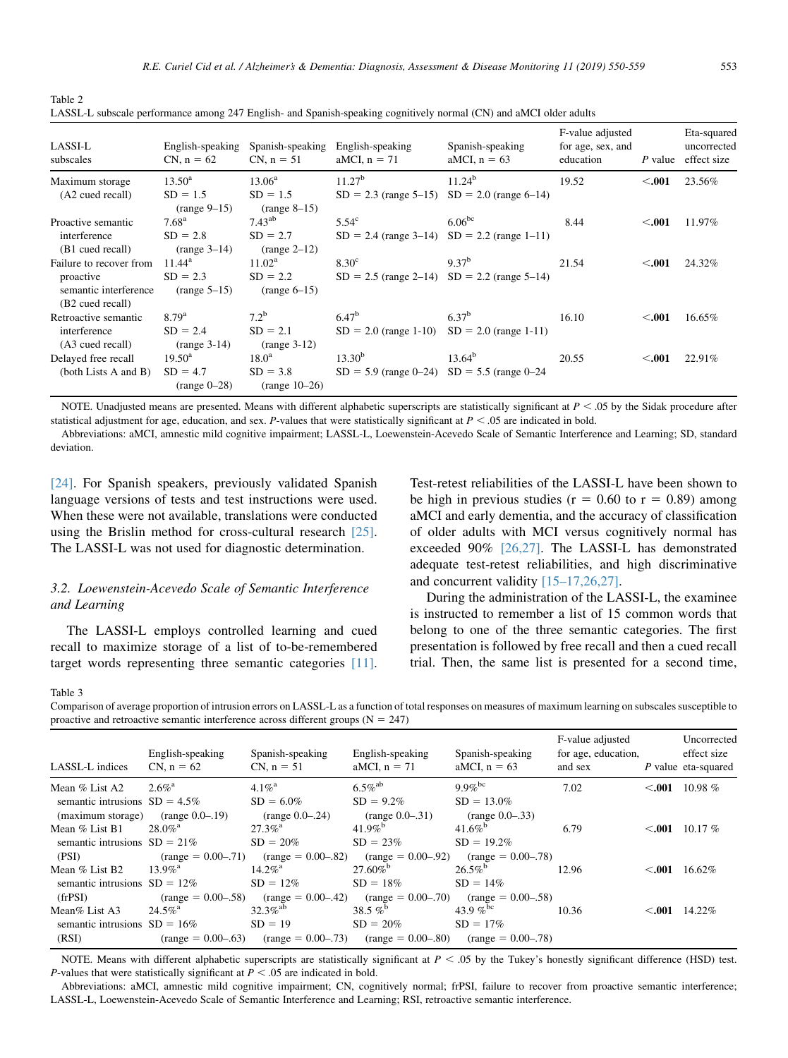Table 2
LASSI-L subscale performance among 247 English- and Spanish-speaking cognitively normal (CN) and aMCI older adults

| LASSI-L subscales | English-speaking CN, n = 62 | Spanish-speaking CN, n = 51 | English-speaking aMCI, n = 71 | Spanish-speaking aMCI, n = 63 | F-value adjusted for age, sex, and education | P value | Eta-squared uncorrected effect size |
|---|---|---|---|---|---|---|---|
| Maximum storage (A2 cued recall) | 13.50[a] SD = 1.5 (range 9–15) | 13.06[a] SD = 1.5 (range 8–15) | 11.27[b] SD = 2.3 (range 5–15) | 11.24[b] SD = 2.0 (range 6–14) | 19.52 | **<.001** | 23.56% |
| Proactive semantic interference (B1 cued recall) | 7.68[a] SD = 2.8 (range 3–14) | 7.43[ab] SD = 2.7 (range 2–12) | 5.54[c] SD = 2.4 (range 3–14) | 6.06[bc] SD = 2.2 (range 1–11) | 8.44 | **<.001** | 11.97% |
| Failure to recover from proactive semantic interference (B2 cued recall) | 11.44[a] SD = 2.3 (range 5–15) | 11.02[a] SD = 2.2 (range 6–15) | 8.30[c] SD = 2.5 (range 2–14) | 9.37[b] SD = 2.2 (range 5–14) | 21.54 | **<.001** | 24.32% |
| Retroactive semantic interference (A3 cued recall) | 8.79[a] SD = 2.4 (range 3-14) | 7.2[b] SD = 2.1 (range 3-12) | 6.47[b] SD = 2.0 (range 1-10) | 6.37[b] SD = 2.0 (range 1-11) | 16.10 | **<.001** | 16.65% |
| Delayed free recall (both Lists A and B) | 19.50[a] SD = 4.7 (range 0–28) | 18.0[a] SD = 3.8 (range 10–26) | 13.30[b] SD = 5.9 (range 0–24) | 13.64[b] SD = 5.5 (range 0–24 | 20.55 | **<.001** | 22.91% |

NOTE. Unadjusted means are presented. Means with different alphabetic superscripts are statistically significant at $P < .05$ by the Sidak procedure after statistical adjustment for age, education, and sex. P-values that were statistically significant at $P < .05$ are indicated in bold.

Abbreviations: aMCI, amnestic mild cognitive impairment; LASSL-L, Loewenstein-Acevedo Scale of Semantic Interference and Learning; SD, standard deviation.

[24]. For Spanish speakers, previously validated Spanish language versions of tests and test instructions were used. When these were not available, translations were conducted using the Brislin method for cross-cultural research [25]. The LASSI-L was not used for diagnostic determination.

### 3.2. Loewenstein-Acevedo Scale of Semantic Interference and Learning

The LASSI-L employs controlled learning and cued recall to maximize storage of a list of to-be-remembered target words representing three semantic categories [11]. Test-retest reliabilities of the LASSI-L have been shown to be high in previous studies (r = 0.60 to r = 0.89) among aMCI and early dementia, and the accuracy of classification of older adults with MCI versus cognitively normal has exceeded 90% [26,27]. The LASSI-L has demonstrated adequate test-retest reliabilities, and high discriminative and concurrent validity [15–17,26,27].

During the administration of the LASSI-L, the examinee is instructed to remember a list of 15 common words that belong to one of the three semantic categories. The first presentation is followed by free recall and then a cued recall trial. Then, the same list is presented for a second time,

Table 3
Comparison of average proportion of intrusion errors on LASSL-L as a function of total responses on measures of maximum learning on subscales susceptible to proactive and retroactive semantic interference across different groups (N = 247)

| LASSL-L indices | English-speaking CN, n = 62 | Spanish-speaking CN, n = 51 | English-speaking aMCI, n = 71 | Spanish-speaking aMCI, n = 63 | F-value adjusted for age, education, and sex | P value | Uncorrected effect size eta-squared |
|---|---|---|---|---|---|---|---|
| Mean % List A2 semantic intrusions (maximum storage) | 2.6%[a] SD = 4.5% (range 0.0–.19) | 4.1%[a] SD = 6.0% (range 0.0–.24) | 6.5%[ab] SD = 9.2% (range 0.0–.31) | 9.9%[bc] SD = 13.0% (range 0.0–.33) | 7.02 | **<.001** | 10.98 % |
| Mean % List B1 semantic intrusions (PSI) | 28.0%[a] SD = 21% (range = 0.00–.71) | 27.3%[a] SD = 20% (range = 0.00–.82) | 41.9%[b] SD = 23% (range = 0.00–.92) | 41.6%[b] SD = 19.2% (range = 0.00–.78) | 6.79 | **<.001** | 10.17 % |
| Mean % List B2 semantic intrusions (frPSI) | 13.9%[a] SD = 12% (range = 0.00–.58) | 14.2%[a] SD = 12% (range = 0.00–.42) | 27.60%[b] SD = 18% (range = 0.00–.70) | 26.5%[b] SD = 14% (range = 0.00–.58) | 12.96 | **<.001** | 16.62% |
| Mean% List A3 semantic intrusions (RSI) | 24.5%[a] SD = 16% (range = 0.00–.63) | 32.3%[ab] SD = 19 (range = 0.00–.73) | 38.5 %[b] SD = 20% (range = 0.00–.80) | 43.9 %[bc] SD = 17% (range = 0.00–.78) | 10.36 | **<.001** | 14.22% |

NOTE. Means with different alphabetic superscripts are statistically significant at $P < .05$ by the Tukey's honestly significant difference (HSD) test. P-values that were statistically significant at $P < .05$ are indicated in bold.

Abbreviations: aMCI, amnestic mild cognitive impairment; CN, cognitively normal; frPSI, failure to recover from proactive semantic interference; LASSL-L, Loewenstein-Acevedo Scale of Semantic Interference and Learning; RSI, retroactive semantic interference.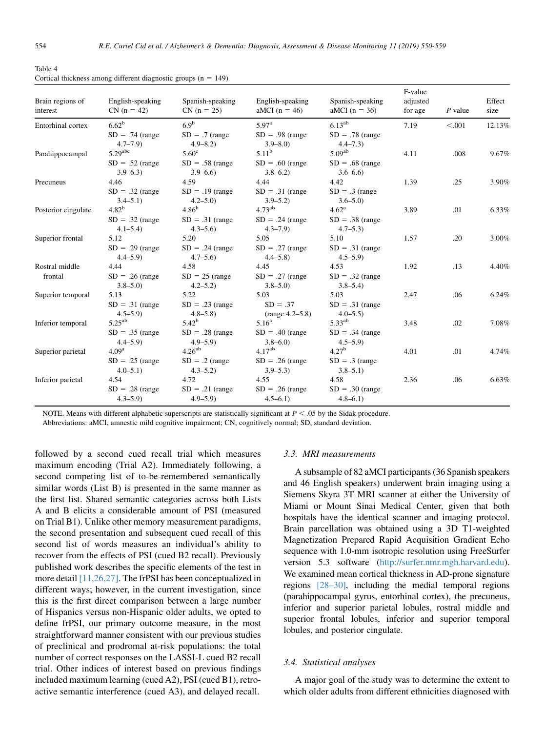Table 4
Cortical thickness among different diagnostic groups (n = 149)

| Brain regions of interest | English-speaking CN (n = 42) | Spanish-speaking CN (n = 25) | English-speaking aMCI (n = 46) | Spanish-speaking aMCI (n = 36) | F-value adjusted for age | P value | Effect size |
|---|---|---|---|---|---|---|---|
| Entorhinal cortex | 6.62[b] SD = .74 (range 4.7–7.9) | 6.9[b] SD = .7 (range 4.9–8.2) | 5.97[a] SD = .98 (range 3.9–8.0) | 6.13[ab] SD = .78 (range 4.4–7.3) | 7.19 | <.001 | 12.13% |
| Parahippocampal | 5.29[abc] SD = .52 (range 3.9–6.3) | 5.60[c] SD = .58 (range 3.9–6.6) | 5.11[b] SD = .60 (range 3.8–6.2) | 5.09[ab] SD = .68 (range 3.6–6.6) | 4.11 | .008 | 9.67% |
| Precuneus | 4.46 SD = .32 (range 3.4–5.1) | 4.59 SD = .19 (range 4.2–5.0) | 4.44 SD = .31 (range 3.9–5.2) | 4.42 SD = .3 (range 3.6–5.0) | 1.39 | .25 | 3.90% |
| Posterior cingulate | 4.82[b] SD = .32 (range 4.1–5.4) | 4.86[b] SD = .31 (range 4.3–5.6) | 4.73[ab] SD = .24 (range 4.3–7.9) | 4.62[a] SD = .38 (range 4.7–5.3) | 3.89 | .01 | 6.33% |
| Superior frontal | 5.12 SD = .29 (range 4.4–5.9) | 5.20 SD = .24 (range 4.7–5.6) | 5.05 SD = .27 (range 4.4–5.8) | 5.10 SD = .31 (range 4.5–5.9) | 1.57 | .20 | 3.00% |
| Rostral middle frontal | 4.44 SD = .26 (range 3.8–5.0) | 4.58 SD = 25 (range 4.2–5.2) | 4.45 SD = .27 (range 3.8–5.0) | 4.53 SD = .32 (range 3.8–5.4) | 1.92 | .13 | 4.40% |
| Superior temporal | 5.13 SD = .31 (range 4.5–5.9) | 5.22 SD = .23 (range 4.8–5.8) | 5.03 SD = .37 (range 4.2–5.8) | 5.03 SD = .31 (range 4.0–5.5) | 2.47 | .06 | 6.24% |
| Inferior temporal | 5.25[ab] SD = .35 (range 4.4–5.9) | 5.42[b] SD = .28 (range 4.9–5.9) | 5.16[a] SD = .40 (range 3.8–6.0) | 5.33[ab] SD = .34 (range 4.5–5.9) | 3.48 | .02 | 7.08% |
| Superior parietal | 4.09[a] SD = .25 (range 4.0–5.1) | 4.26[ab] SD = .2 (range 4.3–5.2) | 4.17[ab] SD = .26 (range 3.9–5.3) | 4.27[b] SD = .3 (range 3.8–5.1) | 4.01 | .01 | 4.74% |
| Inferior parietal | 4.54 SD = .28 (range 4.3–5.9) | 4.72 SD = .21 (range 4.9–5.9) | 4.55 SD = .26 (range 4.5–6.1) | 4.58 SD = .30 (range 4.8–6.1) | 2.36 | .06 | 6.63% |

NOTE. Means with different alphabetic superscripts are statistically significant at $P < .05$ by the Sidak procedure.
Abbreviations: aMCI, amnestic mild cognitive impairment; CN, cognitively normal; SD, standard deviation.

followed by a second cued recall trial which measures maximum encoding (Trial A2). Immediately following, a second competing list of to-be-remembered semantically similar words (List B) is presented in the same manner as the first list. Shared semantic categories across both Lists A and B elicits a considerable amount of PSI (measured on Trial B1). Unlike other memory measurement paradigms, the second presentation and subsequent cued recall of this second list of words measures an individual's ability to recover from the effects of PSI (cued B2 recall). Previously published work describes the specific elements of the test in more detail [11,26,27]. The frPSI has been conceptualized in different ways; however, in the current investigation, since this is the first direct comparison between a large number of Hispanics versus non-Hispanic older adults, we opted to define frPSI, our primary outcome measure, in the most straightforward manner consistent with our previous studies of preclinical and prodromal at-risk populations: the total number of correct responses on the LASSI-L cued B2 recall trial. Other indices of interest based on previous findings included maximum learning (cued A2), PSI (cued B1), retroactive semantic interference (cued A3), and delayed recall.

### 3.3. MRI measurements

A subsample of 82 aMCI participants (36 Spanish speakers and 46 English speakers) underwent brain imaging using a Siemens Skyra 3T MRI scanner at either the University of Miami or Mount Sinai Medical Center, given that both hospitals have the identical scanner and imaging protocol. Brain parcellation was obtained using a 3D T1-weighted Magnetization Prepared Rapid Acquisition Gradient Echo sequence with 1.0-mm isotropic resolution using FreeSurfer version 5.3 software (http://surfer.nmr.mgh.harvard.edu). We examined mean cortical thickness in AD-prone signature regions [28–30], including the medial temporal regions (parahippocampal gyrus, entorhinal cortex), the precuneus, inferior and superior parietal lobules, rostral middle and superior frontal lobules, inferior and superior temporal lobules, and posterior cingulate.

### 3.4. Statistical analyses

A major goal of the study was to determine the extent to which older adults from different ethnicities diagnosed with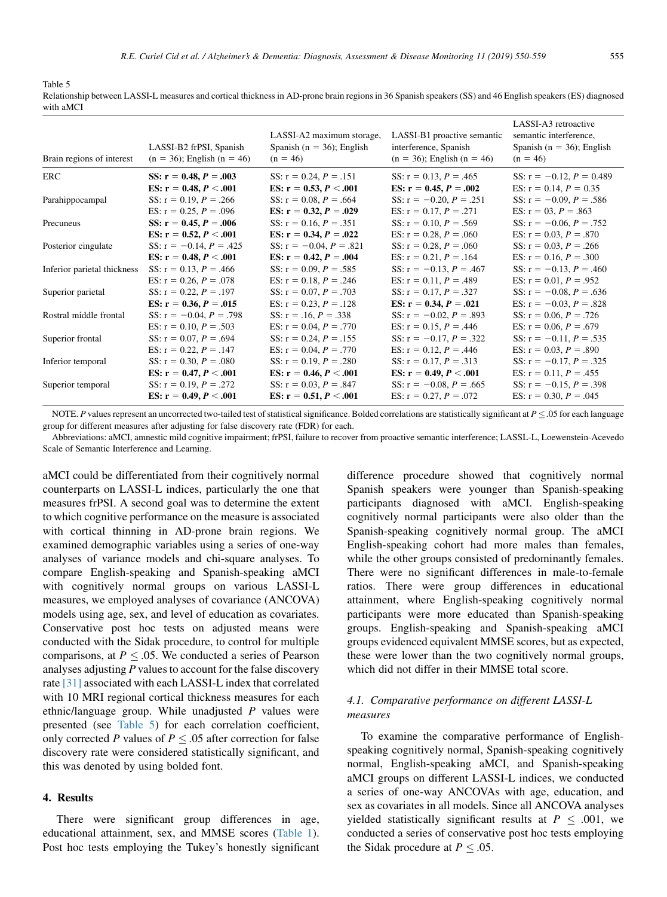Table 5

Relationship between LASSI-L measures and cortical thickness in AD-prone brain regions in 36 Spanish speakers (SS) and 46 English speakers (ES) diagnosed with aMCI

| Brain regions of interest | LASSI-B2 frPSI, Spanish (n = 36); English (n = 46) | LASSI-A2 maximum storage, Spanish (n = 36); English (n = 46) | LASSI-B1 proactive semantic interference, Spanish (n = 36); English (n = 46) | LASSI-A3 retroactive semantic interference, Spanish (n = 36); English (n = 46) |
|---|---|---|---|---|
| ERC | **SS: r = 0.48, P = .003** | SS: r = 0.24, P = .151 | SS: r = 0.13, P = .465 | SS: r = −0.12, P = 0.489 |
| | **ES: r = 0.48, P < .001** | **ES: r = 0.53, P < .001** | **ES: r = 0.45, P = .002** | ES: r = 0.14, P = 0.35 |
| Parahippocampal | SS: r = 0.19, P = .266 | SS: r = 0.08, P = .664 | SS: r = −0.20, P = .251 | SS: r = −0.09, P = .586 |
| | ES: r = 0.25, P = .096 | **ES: r = 0.32, P = .029** | ES: r = 0.17, P = .271 | ES: r = 03, P = .863 |
| Precuneus | **SS: r = 0.45, P = .006** | SS: r = 0.16, P = .351 | SS: r = 0.10, P = .569 | SS: r = −0.06, P = .752 |
| | **ES: r = 0.52, P < .001** | **ES: r = 0.34, P = .022** | ES: r = 0.28, P = .060 | ES: r = 0.03, P = .870 |
| Posterior cingulate | SS: r = −0.14, P = .425 | SS: r = −0.04, P = .821 | SS: r = 0.28, P = .060 | SS: r = 0.03, P = .266 |
| | **ES: r = 0.48, P < .001** | **ES: r = 0.42, P = .004** | ES: r = 0.21, P = .164 | ES: r = 0.16, P = .300 |
| Inferior parietal thickness | SS: r = 0.13, P = .466 | SS: r = 0.09, P = .585 | SS: r = −0.13, P = .467 | SS: r = −0.13, P = .460 |
| | ES: r = 0.26, P = .078 | ES: r = 0.18, P = .246 | ES: r = 0.11, P = .489 | ES: r = 0.01, P = .952 |
| Superior parietal | SS: r = 0.22, P = .197 | SS: r = 0.07, P = .703 | SS: r = 0.17, P = .327 | SS: r = −0.08, P = .636 |
| | **ES: r = 0.36, P = .015** | ES: r = 0.23, P = .128 | **ES: r = 0.34, P = .021** | ES: r = −0.03, P = .828 |
| Rostral middle frontal | SS: r = −0.04, P = .798 | SS: r = .16, P = .338 | SS: r = −0.02, P = .893 | SS: r = 0.06, P = .726 |
| | ES: r = 0.10, P = .503 | ES: r = 0.04, P = .770 | ES: r = 0.15, P = .446 | ES: r = 0.06, P = .679 |
| Superior frontal | SS: r = 0.07, P = .694 | SS: r = 0.24, P = .155 | SS: r = −0.17, P = .322 | SS: r = −0.11, P = .535 |
| | ES: r = 0.22, P = .147 | ES: r = 0.04, P = .770 | ES: r = 0.12, P = .446 | ES: r = 0.03, P = .890 |
| Inferior temporal | SS: r = 0.30, P = .080 | SS: r = 0.19, P = .280 | SS: r = 0.17, P = .313 | SS: r = −0.17, P = .325 |
| | **ES: r = 0.47, P < .001** | **ES: r = 0.46, P < .001** | **ES: r = 0.49, P < .001** | ES: r = 0.11, P = .455 |
| Superior temporal | SS: r = 0.19, P = .272 | SS: r = 0.03, P = .847 | SS: r = −0.08, P = .665 | SS: r = −0.15, P = .398 |
| | **ES: r = 0.49, P < .001** | **ES: r = 0.51, P < .001** | ES: r = 0.27, P = .072 | ES: r = 0.30, P = .045 |

NOTE. *P* values represent an uncorrected two-tailed test of statistical significance. Bolded correlations are statistically significant at $P \leq .05$ for each language group for different measures after adjusting for false discovery rate (FDR) for each.

Abbreviations: aMCI, amnestic mild cognitive impairment; frPSI, failure to recover from proactive semantic interference; LASSL-L, Loewenstein-Acevedo Scale of Semantic Interference and Learning.

aMCI could be differentiated from their cognitively normal counterparts on LASSI-L indices, particularly the one that measures frPSI. A second goal was to determine the extent to which cognitive performance on the measure is associated with cortical thinning in AD-prone brain regions. We examined demographic variables using a series of one-way analyses of variance models and chi-square analyses. To compare English-speaking and Spanish-speaking aMCI with cognitively normal groups on various LASSI-L measures, we employed analyses of covariance (ANCOVA) models using age, sex, and level of education as covariates. Conservative post hoc tests on adjusted means were conducted with the Sidak procedure, to control for multiple comparisons, at $P \leq .05$. We conducted a series of Pearson analyses adjusting *P* values to account for the false discovery rate [31] associated with each LASSI-L index that correlated with 10 MRI regional cortical thickness measures for each ethnic/language group. While unadjusted *P* values were presented (see Table 5) for each correlation coefficient, only corrected *P* values of $P \leq .05$ after correction for false discovery rate were considered statistically significant, and this was denoted by using bolded font.

## 4. Results

There were significant group differences in age, educational attainment, sex, and MMSE scores (Table 1). Post hoc tests employing the Tukey's honestly significant difference procedure showed that cognitively normal Spanish speakers were younger than Spanish-speaking participants diagnosed with aMCI. English-speaking cognitively normal participants were also older than the Spanish-speaking cognitively normal group. The aMCI English-speaking cohort had more males than females, while the other groups consisted of predominantly females. There were no significant differences in male-to-female ratios. There were group differences in educational attainment, where English-speaking cognitively normal participants were more educated than Spanish-speaking groups. English-speaking and Spanish-speaking aMCI groups evidenced equivalent MMSE scores, but as expected, these were lower than the two cognitively normal groups, which did not differ in their MMSE total score.

### 4.1. Comparative performance on different LASSI-L measures

To examine the comparative performance of English-speaking cognitively normal, Spanish-speaking cognitively normal, English-speaking aMCI, and Spanish-speaking aMCI groups on different LASSI-L indices, we conducted a series of one-way ANCOVAs with age, education, and sex as covariates in all models. Since all ANCOVA analyses yielded statistically significant results at $P \leq .001$, we conducted a series of conservative post hoc tests employing the Sidak procedure at $P \leq .05$.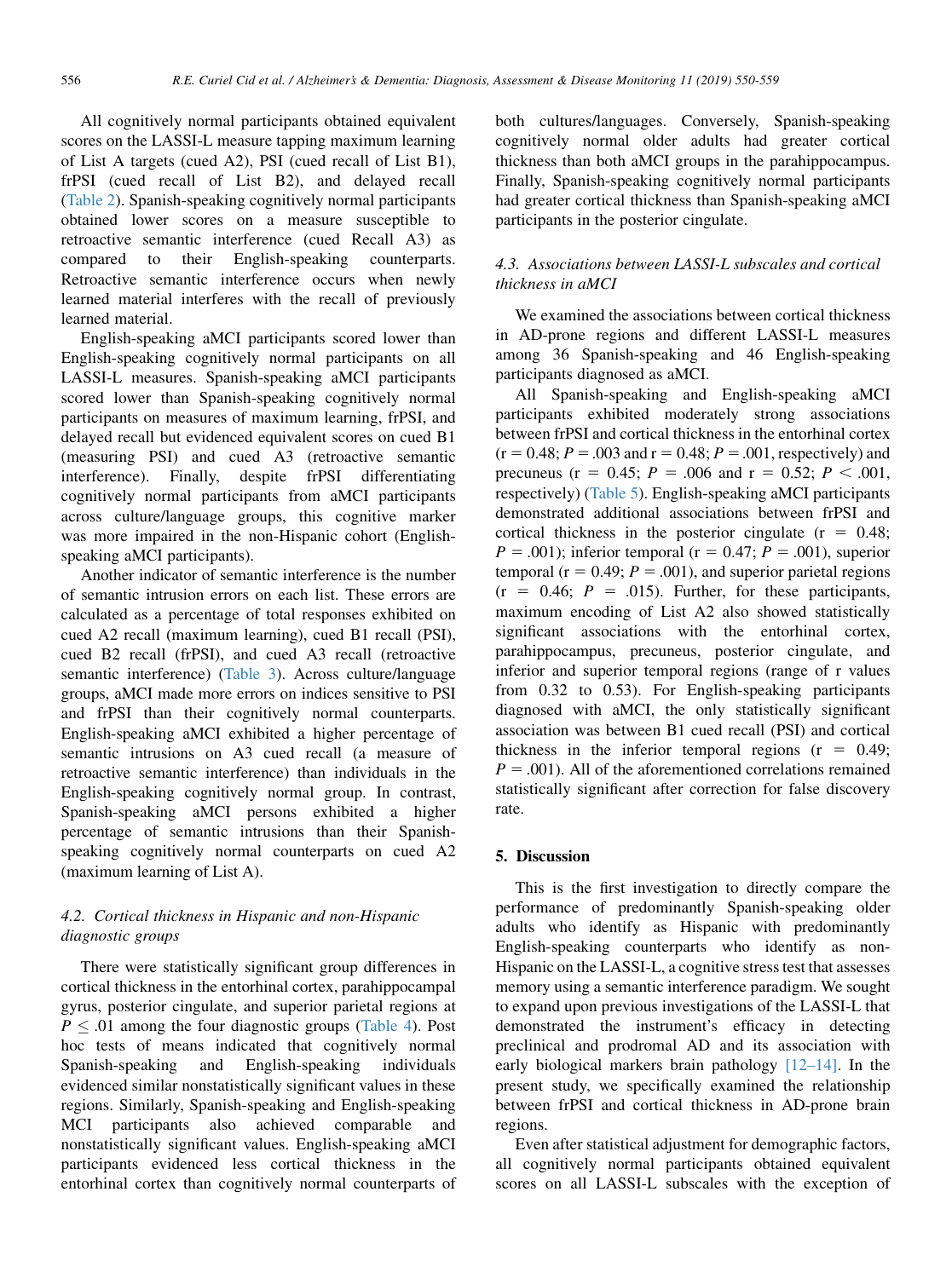All cognitively normal participants obtained equivalent scores on the LASSI-L measure tapping maximum learning of List A targets (cued A2), PSI (cued recall of List B1), frPSI (cued recall of List B2), and delayed recall (Table 2). Spanish-speaking cognitively normal participants obtained lower scores on a measure susceptible to retroactive semantic interference (cued Recall A3) as compared to their English-speaking counterparts. Retroactive semantic interference occurs when newly learned material interferes with the recall of previously learned material.

English-speaking aMCI participants scored lower than English-speaking cognitively normal participants on all LASSI-L measures. Spanish-speaking aMCI participants scored lower than Spanish-speaking cognitively normal participants on measures of maximum learning, frPSI, and delayed recall but evidenced equivalent scores on cued B1 (measuring PSI) and cued A3 (retroactive semantic interference). Finally, despite frPSI differentiating cognitively normal participants from aMCI participants across culture/language groups, this cognitive marker was more impaired in the non-Hispanic cohort (English-speaking aMCI participants).

Another indicator of semantic interference is the number of semantic intrusion errors on each list. These errors are calculated as a percentage of total responses exhibited on cued A2 recall (maximum learning), cued B1 recall (PSI), cued B2 recall (frPSI), and cued A3 recall (retroactive semantic interference) (Table 3). Across culture/language groups, aMCI made more errors on indices sensitive to PSI and frPSI than their cognitively normal counterparts. English-speaking aMCI exhibited a higher percentage of semantic intrusions on A3 cued recall (a measure of retroactive semantic interference) than individuals in the English-speaking cognitively normal group. In contrast, Spanish-speaking aMCI persons exhibited a higher percentage of semantic intrusions than their Spanish-speaking cognitively normal counterparts on cued A2 (maximum learning of List A).

### 4.2. Cortical thickness in Hispanic and non-Hispanic diagnostic groups

There were statistically significant group differences in cortical thickness in the entorhinal cortex, parahippocampal gyrus, posterior cingulate, and superior parietal regions at $P \leq .01$ among the four diagnostic groups (Table 4). Post hoc tests of means indicated that cognitively normal Spanish-speaking and English-speaking individuals evidenced similar nonstatistically significant values in these regions. Similarly, Spanish-speaking and English-speaking MCI participants also achieved comparable and nonstatistically significant values. English-speaking aMCI participants evidenced less cortical thickness in the entorhinal cortex than cognitively normal counterparts of both cultures/languages. Conversely, Spanish-speaking cognitively normal older adults had greater cortical thickness than both aMCI groups in the parahippocampus. Finally, Spanish-speaking cognitively normal participants had greater cortical thickness than Spanish-speaking aMCI participants in the posterior cingulate.

### 4.3. Associations between LASSI-L subscales and cortical thickness in aMCI

We examined the associations between cortical thickness in AD-prone regions and different LASSI-L measures among 36 Spanish-speaking and 46 English-speaking participants diagnosed as aMCI.

All Spanish-speaking and English-speaking aMCI participants exhibited moderately strong associations between frPSI and cortical thickness in the entorhinal cortex ($r = 0.48$; $P = .003$ and $r = 0.48$; $P = .001$, respectively) and precuneus ($r = 0.45$; $P = .006$ and $r = 0.52$; $P < .001$, respectively) (Table 5). English-speaking aMCI participants demonstrated additional associations between frPSI and cortical thickness in the posterior cingulate ($r = 0.48$; $P = .001$); inferior temporal ($r = 0.47$; $P = .001$), superior temporal ($r = 0.49$; $P = .001$), and superior parietal regions ($r = 0.46$; $P = .015$). Further, for these participants, maximum encoding of List A2 also showed statistically significant associations with the entorhinal cortex, parahippocampus, precuneus, posterior cingulate, and inferior and superior temporal regions (range of r values from 0.32 to 0.53). For English-speaking participants diagnosed with aMCI, the only statistically significant association was between B1 cued recall (PSI) and cortical thickness in the inferior temporal regions ($r = 0.49$; $P = .001$). All of the aforementioned correlations remained statistically significant after correction for false discovery rate.

## 5. Discussion

This is the first investigation to directly compare the performance of predominantly Spanish-speaking older adults who identify as Hispanic with predominantly English-speaking counterparts who identify as non-Hispanic on the LASSI-L, a cognitive stress test that assesses memory using a semantic interference paradigm. We sought to expand upon previous investigations of the LASSI-L that demonstrated the instrument's efficacy in detecting preclinical and prodromal AD and its association with early biological markers brain pathology [12–14]. In the present study, we specifically examined the relationship between frPSI and cortical thickness in AD-prone brain regions.

Even after statistical adjustment for demographic factors, all cognitively normal participants obtained equivalent scores on all LASSI-L subscales with the exception of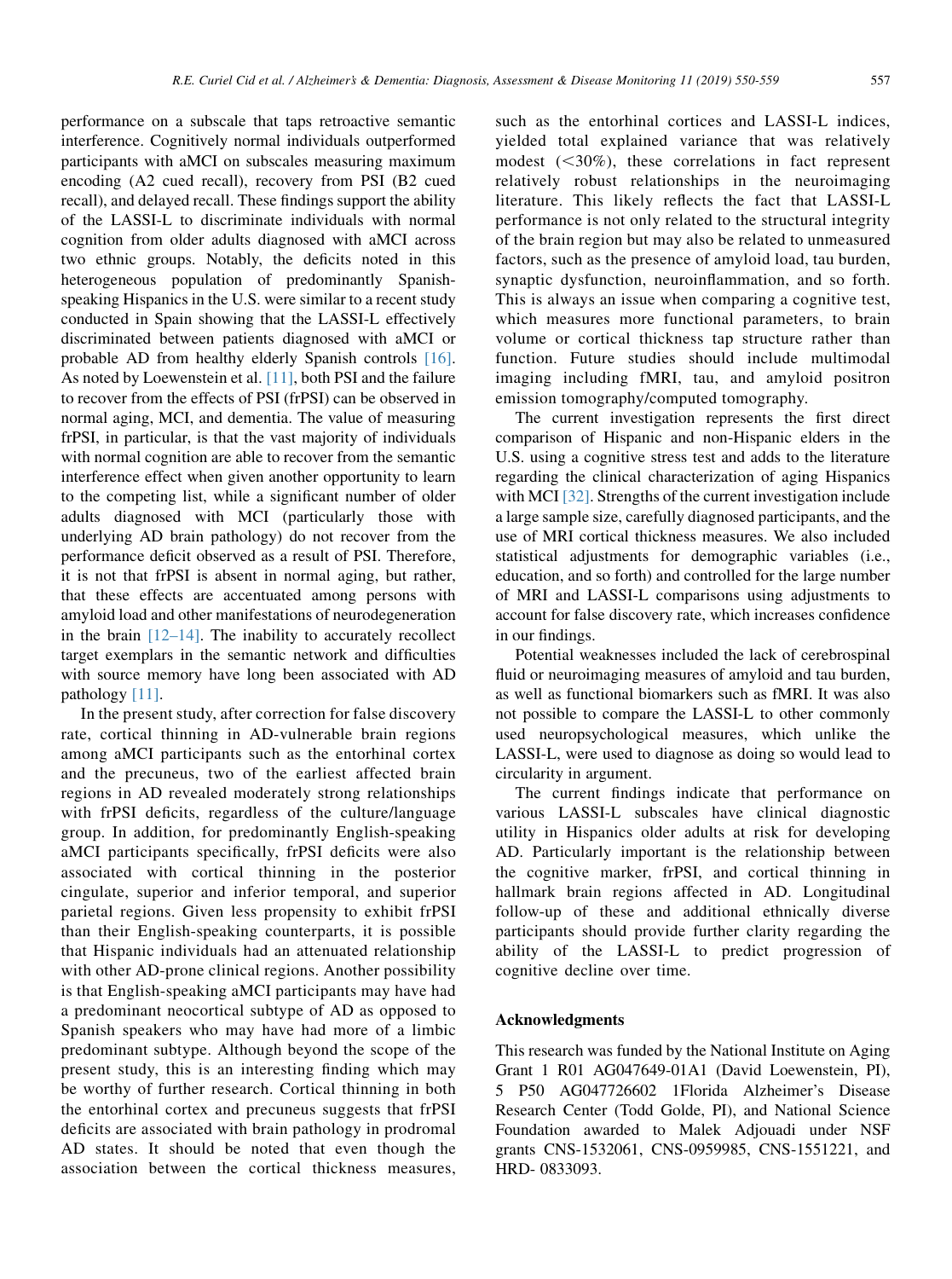performance on a subscale that taps retroactive semantic interference. Cognitively normal individuals outperformed participants with aMCI on subscales measuring maximum encoding (A2 cued recall), recovery from PSI (B2 cued recall), and delayed recall. These findings support the ability of the LASSI-L to discriminate individuals with normal cognition from older adults diagnosed with aMCI across two ethnic groups. Notably, the deficits noted in this heterogeneous population of predominantly Spanish-speaking Hispanics in the U.S. were similar to a recent study conducted in Spain showing that the LASSI-L effectively discriminated between patients diagnosed with aMCI or probable AD from healthy elderly Spanish controls [16]. As noted by Loewenstein et al. [11], both PSI and the failure to recover from the effects of PSI (frPSI) can be observed in normal aging, MCI, and dementia. The value of measuring frPSI, in particular, is that the vast majority of individuals with normal cognition are able to recover from the semantic interference effect when given another opportunity to learn to the competing list, while a significant number of older adults diagnosed with MCI (particularly those with underlying AD brain pathology) do not recover from the performance deficit observed as a result of PSI. Therefore, it is not that frPSI is absent in normal aging, but rather, that these effects are accentuated among persons with amyloid load and other manifestations of neurodegeneration in the brain [12–14]. The inability to accurately recollect target exemplars in the semantic network and difficulties with source memory have long been associated with AD pathology [11].

In the present study, after correction for false discovery rate, cortical thinning in AD-vulnerable brain regions among aMCI participants such as the entorhinal cortex and the precuneus, two of the earliest affected brain regions in AD revealed moderately strong relationships with frPSI deficits, regardless of the culture/language group. In addition, for predominantly English-speaking aMCI participants specifically, frPSI deficits were also associated with cortical thinning in the posterior cingulate, superior and inferior temporal, and superior parietal regions. Given less propensity to exhibit frPSI than their English-speaking counterparts, it is possible that Hispanic individuals had an attenuated relationship with other AD-prone clinical regions. Another possibility is that English-speaking aMCI participants may have had a predominant neocortical subtype of AD as opposed to Spanish speakers who may have had more of a limbic predominant subtype. Although beyond the scope of the present study, this is an interesting finding which may be worthy of further research. Cortical thinning in both the entorhinal cortex and precuneus suggests that frPSI deficits are associated with brain pathology in prodromal AD states. It should be noted that even though the association between the cortical thickness measures, such as the entorhinal cortices and LASSI-L indices, yielded total explained variance that was relatively modest (<30%), these correlations in fact represent relatively robust relationships in the neuroimaging literature. This likely reflects the fact that LASSI-L performance is not only related to the structural integrity of the brain region but may also be related to unmeasured factors, such as the presence of amyloid load, tau burden, synaptic dysfunction, neuroinflammation, and so forth. This is always an issue when comparing a cognitive test, which measures more functional parameters, to brain volume or cortical thickness tap structure rather than function. Future studies should include multimodal imaging including fMRI, tau, and amyloid positron emission tomography/computed tomography.

The current investigation represents the first direct comparison of Hispanic and non-Hispanic elders in the U.S. using a cognitive stress test and adds to the literature regarding the clinical characterization of aging Hispanics with MCI [32]. Strengths of the current investigation include a large sample size, carefully diagnosed participants, and the use of MRI cortical thickness measures. We also included statistical adjustments for demographic variables (i.e., education, and so forth) and controlled for the large number of MRI and LASSI-L comparisons using adjustments to account for false discovery rate, which increases confidence in our findings.

Potential weaknesses included the lack of cerebrospinal fluid or neuroimaging measures of amyloid and tau burden, as well as functional biomarkers such as fMRI. It was also not possible to compare the LASSI-L to other commonly used neuropsychological measures, which unlike the LASSI-L, were used to diagnose as doing so would lead to circularity in argument.

The current findings indicate that performance on various LASSI-L subscales have clinical diagnostic utility in Hispanics older adults at risk for developing AD. Particularly important is the relationship between the cognitive marker, frPSI, and cortical thinning in hallmark brain regions affected in AD. Longitudinal follow-up of these and additional ethnically diverse participants should provide further clarity regarding the ability of the LASSI-L to predict progression of cognitive decline over time.

## Acknowledgments

This research was funded by the National Institute on Aging Grant 1 R01 AG047649-01A1 (David Loewenstein, PI), 5 P50 AG047726602 1Florida Alzheimer's Disease Research Center (Todd Golde, PI), and National Science Foundation awarded to Malek Adjouadi under NSF grants CNS-1532061, CNS-0959985, CNS-1551221, and HRD- 0833093.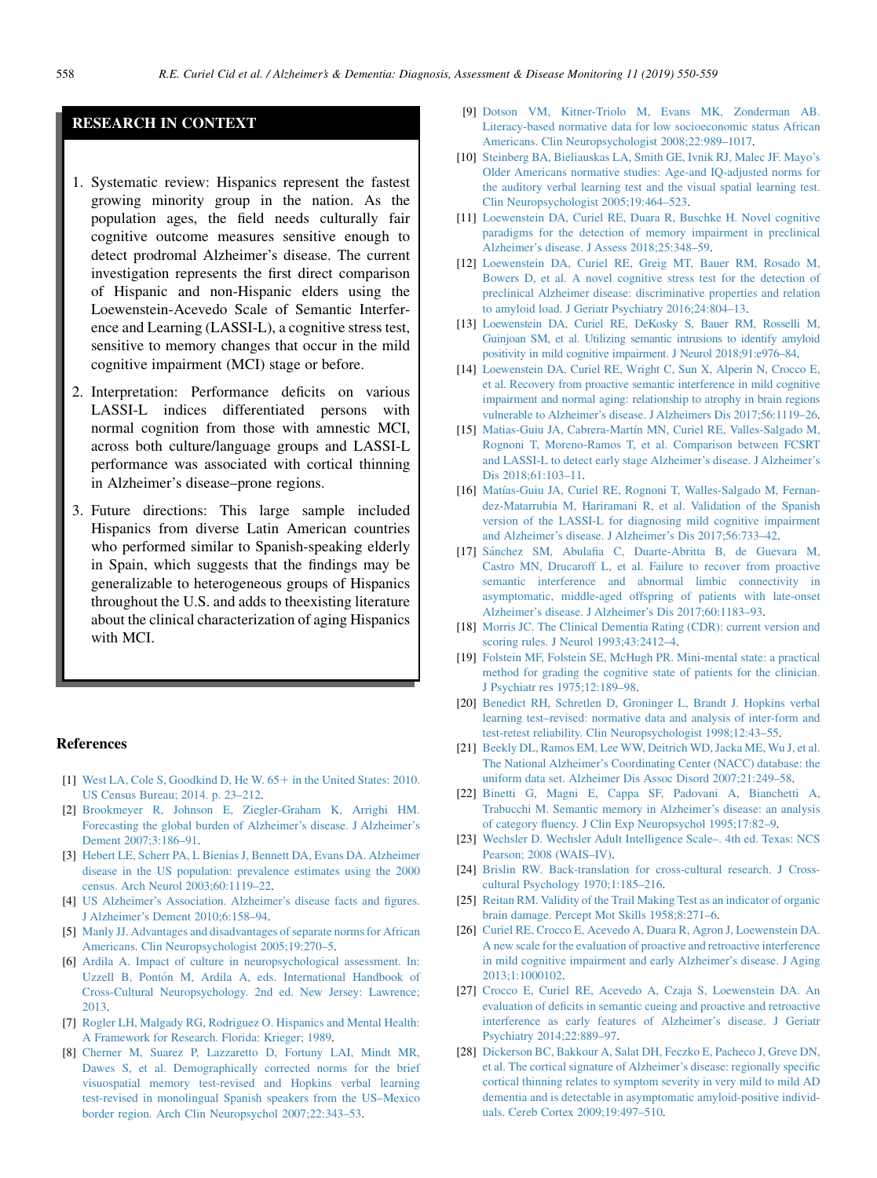## RESEARCH IN CONTEXT

1. Systematic review: Hispanics represent the fastest growing minority group in the nation. As the population ages, the field needs culturally fair cognitive outcome measures sensitive enough to detect prodromal Alzheimer's disease. The current investigation represents the first direct comparison of Hispanic and non-Hispanic elders using the Loewenstein-Acevedo Scale of Semantic Interference and Learning (LASSI-L), a cognitive stress test, sensitive to memory changes that occur in the mild cognitive impairment (MCI) stage or before.
2. Interpretation: Performance deficits on various LASSI-L indices differentiated persons with normal cognition from those with amnestic MCI, across both culture/language groups and LASSI-L performance was associated with cortical thinning in Alzheimer's disease–prone regions.
3. Future directions: This large sample included Hispanics from diverse Latin American countries who performed similar to Spanish-speaking elderly in Spain, which suggests that the findings may be generalizable to heterogeneous groups of Hispanics throughout the U.S. and adds to theexisting literature about the clinical characterization of aging Hispanics with MCI.

## References

[1] West LA, Cole S, Goodkind D, He W. 65+ in the United States: 2010. US Census Bureau; 2014. p. 23–212.

[2] Brookmeyer R, Johnson E, Ziegler-Graham K, Arrighi HM. Forecasting the global burden of Alzheimer's disease. J Alzheimer's Dement 2007;3:186–91.

[3] Hebert LE, Scherr PA, L Bienias J, Bennett DA, Evans DA. Alzheimer disease in the US population: prevalence estimates using the 2000 census. Arch Neurol 2003;60:1119–22.

[4] US Alzheimer's Association. Alzheimer's disease facts and figures. J Alzheimer's Dement 2010;6:158–94.

[5] Manly JJ. Advantages and disadvantages of separate norms for African Americans. Clin Neuropsychologist 2005;19:270–5.

[6] Ardila A. Impact of culture in neuropsychological assessment. In: Uzzell B, Pontón M, Ardila A, eds. International Handbook of Cross-Cultural Neuropsychology. 2nd ed. New Jersey: Lawrence; 2013.

[7] Rogler LH, Malgady RG, Rodriguez O. Hispanics and Mental Health: A Framework for Research. Florida: Krieger; 1989.

[8] Cherner M, Suarez P, Lazzaretto D, Fortuny LAI, Mindt MR, Dawes S, et al. Demographically corrected norms for the brief visuospatial memory test-revised and Hopkins verbal learning test-revised in monolingual Spanish speakers from the US–Mexico border region. Arch Clin Neuropsychol 2007;22:343–53.

[9] Dotson VM, Kitner-Triolo M, Evans MK, Zonderman AB. Literacy-based normative data for low socioeconomic status African Americans. Clin Neuropsychologist 2008;22:989–1017.

[10] Steinberg BA, Bieliauskas LA, Smith GE, Ivnik RJ, Malec JF. Mayo's Older Americans normative studies: Age-and IQ-adjusted norms for the auditory verbal learning test and the visual spatial learning test. Clin Neuropsychologist 2005;19:464–523.

[11] Loewenstein DA, Curiel RE, Duara R, Buschke H. Novel cognitive paradigms for the detection of memory impairment in preclinical Alzheimer's disease. J Assess 2018;25:348–59.

[12] Loewenstein DA, Curiel RE, Greig MT, Bauer RM, Rosado M, Bowers D, et al. A novel cognitive stress test for the detection of preclinical Alzheimer disease: discriminative properties and relation to amyloid load. J Geriatr Psychiatry 2016;24:804–13.

[13] Loewenstein DA, Curiel RE, DeKosky S, Bauer RM, Rosselli M, Guinjoan SM, et al. Utilizing semantic intrusions to identify amyloid positivity in mild cognitive impairment. J Neurol 2018;91:e976–84.

[14] Loewenstein DA, Curiel RE, Wright C, Sun X, Alperin N, Crocco E, et al. Recovery from proactive semantic interference in mild cognitive impairment and normal aging: relationship to atrophy in brain regions vulnerable to Alzheimer's disease. J Alzheimers Dis 2017;56:1119–26.

[15] Matias-Guiu JA, Cabrera-Martín MN, Curiel RE, Valles-Salgado M, Rognoni T, Moreno-Ramos T, et al. Comparison between FCSRT and LASSI-L to detect early stage Alzheimer's disease. J Alzheimer's Dis 2018;61:103–11.

[16] Matías-Guiu JA, Curiel RE, Rognoni T, Walles-Salgado M, Fernandez-Matarrubia M, Hariramani R, et al. Validation of the Spanish version of the LASSI-L for diagnosing mild cognitive impairment and Alzheimer's disease. J Alzheimer's Dis 2017;56:733–42.

[17] Sánchez SM, Abulafia C, Duarte-Abritta B, de Guevara M, Castro MN, Drucaroff L, et al. Failure to recover from proactive semantic interference and abnormal limbic connectivity in asymptomatic, middle-aged offspring of patients with late-onset Alzheimer's disease. J Alzheimer's Dis 2017;60:1183–93.

[18] Morris JC. The Clinical Dementia Rating (CDR): current version and scoring rules. J Neurol 1993;43:2412–4.

[19] Folstein MF, Folstein SE, McHugh PR. Mini-mental state: a practical method for grading the cognitive state of patients for the clinician. J Psychiatr res 1975;12:189–98.

[20] Benedict RH, Schretlen D, Groninger L, Brandt J. Hopkins verbal learning test–revised: normative data and analysis of inter-form and test-retest reliability. Clin Neuropsychologist 1998;12:43–55.

[21] Beekly DL, Ramos EM, Lee WW, Deitrich WD, Jacka ME, Wu J, et al. The National Alzheimer's Coordinating Center (NACC) database: the uniform data set. Alzheimer Dis Assoc Disord 2007;21:249–58.

[22] Binetti G, Magni E, Cappa SF, Padovani A, Bianchetti A, Trabucchi M. Semantic memory in Alzheimer's disease: an analysis of category fluency. J Clin Exp Neuropsychol 1995;17:82–9.

[23] Wechsler D. Wechsler Adult Intelligence Scale–. 4th ed. Texas: NCS Pearson; 2008 (WAIS–IV).

[24] Brislin RW. Back-translation for cross-cultural research. J Cross-cultural Psychology 1970;1:185–216.

[25] Reitan RM. Validity of the Trail Making Test as an indicator of organic brain damage. Percept Mot Skills 1958;8:271–6.

[26] Curiel RE, Crocco E, Acevedo A, Duara R, Agron J, Loewenstein DA. A new scale for the evaluation of proactive and retroactive interference in mild cognitive impairment and early Alzheimer's disease. J Aging 2013;1:1000102.

[27] Crocco E, Curiel RE, Acevedo A, Czaja S, Loewenstein DA. An evaluation of deficits in semantic cueing and proactive and retroactive interference as early features of Alzheimer's disease. J Geriatr Psychiatry 2014;22:889–97.

[28] Dickerson BC, Bakkour A, Salat DH, Feczko E, Pacheco J, Greve DN, et al. The cortical signature of Alzheimer's disease: regionally specific cortical thinning relates to symptom severity in very mild to mild AD dementia and is detectable in asymptomatic amyloid-positive individuals. Cereb Cortex 2009;19:497–510.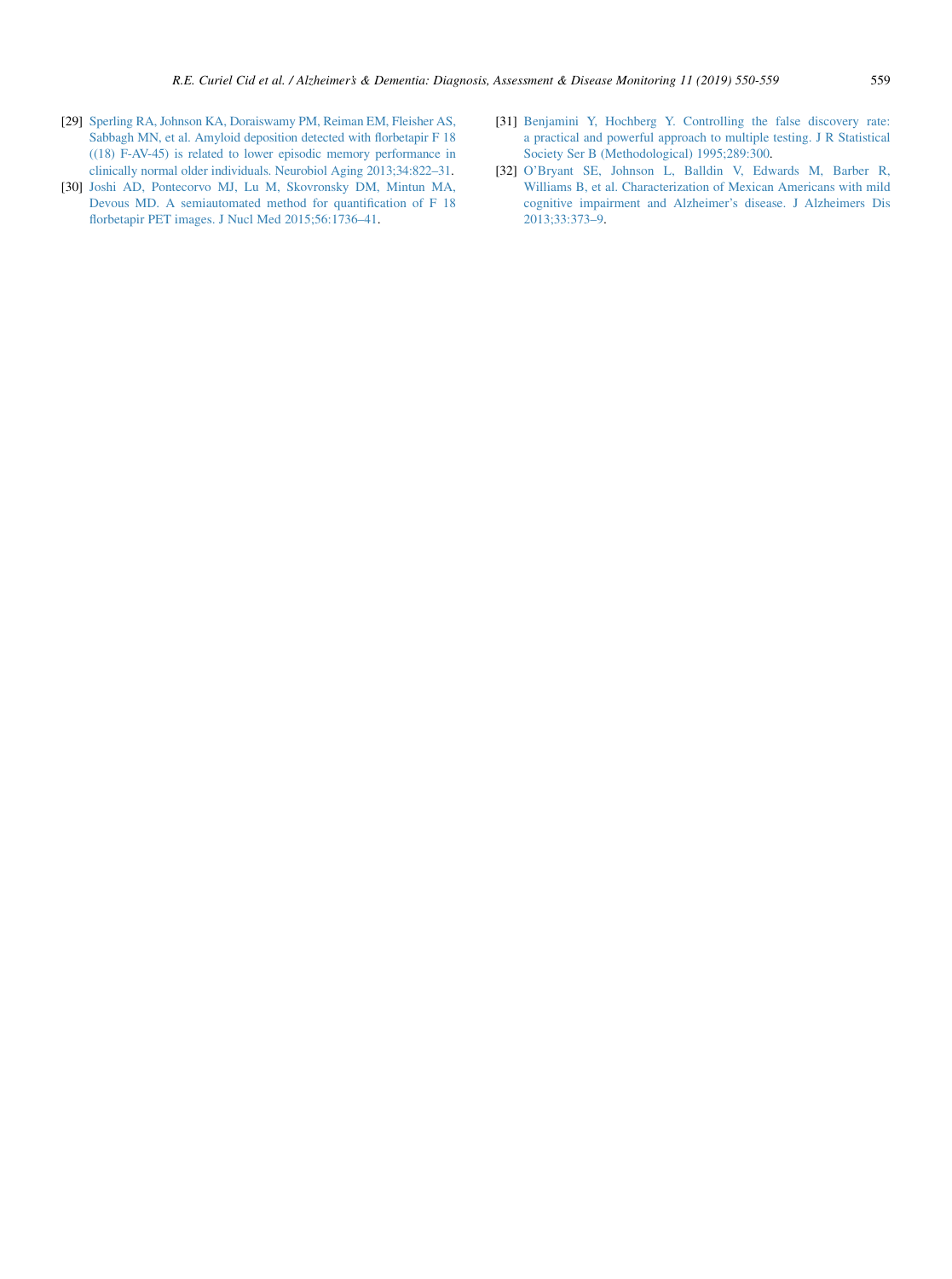[29] Sperling RA, Johnson KA, Doraiswamy PM, Reiman EM, Fleisher AS, Sabbagh MN, et al. Amyloid deposition detected with florbetapir F 18 ((18) F-AV-45) is related to lower episodic memory performance in clinically normal older individuals. Neurobiol Aging 2013;34:822–31.

[30] Joshi AD, Pontecorvo MJ, Lu M, Skovronsky DM, Mintun MA, Devous MD. A semiautomated method for quantification of F 18 florbetapir PET images. J Nucl Med 2015;56:1736–41.

[31] Benjamini Y, Hochberg Y. Controlling the false discovery rate: a practical and powerful approach to multiple testing. J R Statistical Society Ser B (Methodological) 1995;289:300.

[32] O'Bryant SE, Johnson L, Balldin V, Edwards M, Barber R, Williams B, et al. Characterization of Mexican Americans with mild cognitive impairment and Alzheimer's disease. J Alzheimers Dis 2013;33:373–9.